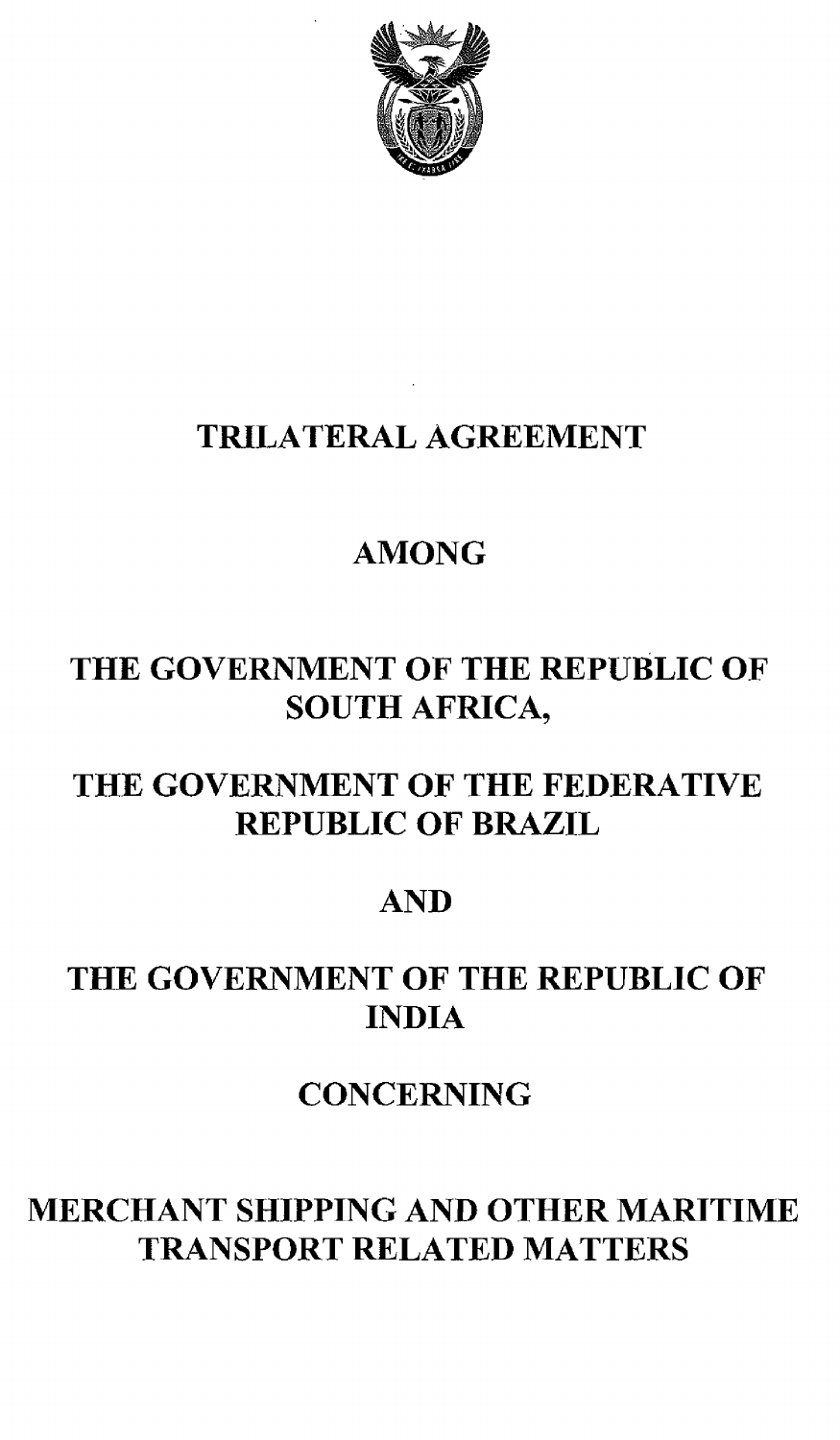# TRILATERAL AGREEMENT

## AMONG

## THE GOVERNMENT OF THE REPUBLIC OF SOUTH AFRICA,

## THE GOVERNMENT OF THE FEDERATIVE REPUBLIC OF BRAZIL

## AND

## THE GOVERNMENT OF THE REPUBLIC OF INDIA

## CONCERNING

## MERCHANT SHIPPING AND OTHER MARITIME TRANSPORT RELATED MATTERS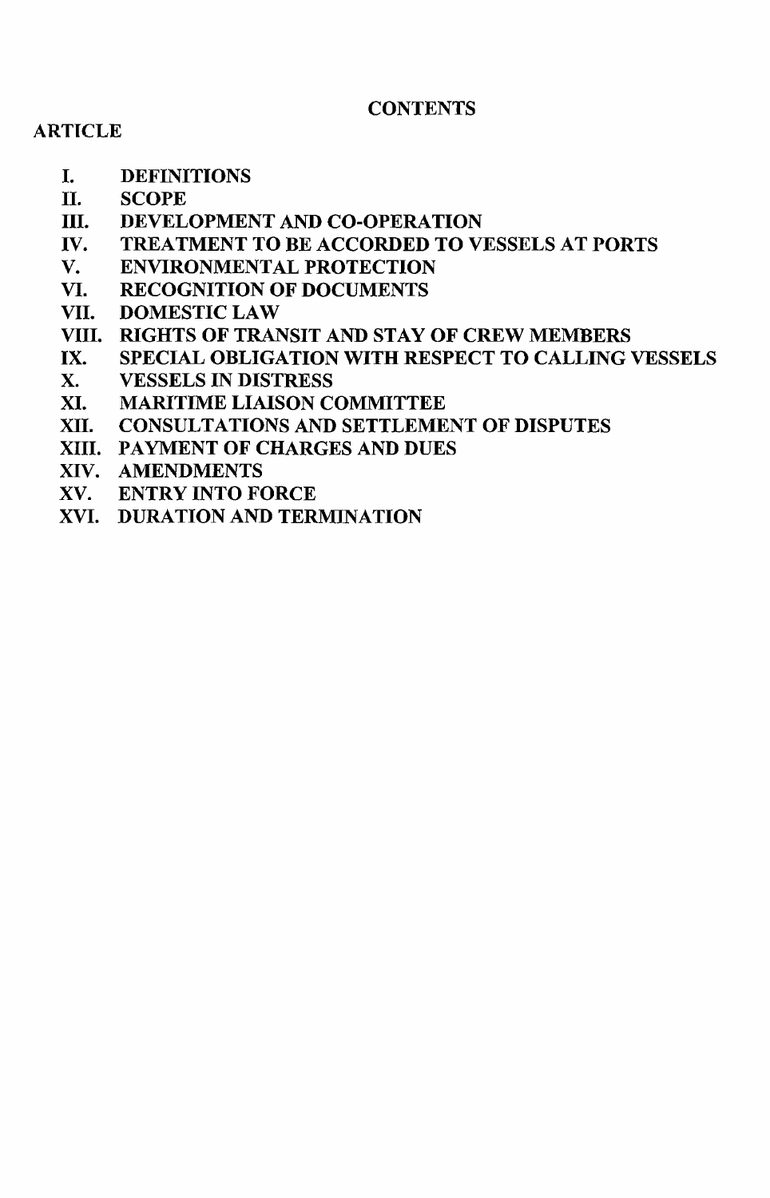# CONTENTS

ARTICLE

- I. DEFINITIONS
- II. SCOPE
- III. DEVELOPMENT AND CO-OPERATION
- IV. TREATMENT TO BE ACCORDED TO VESSELS AT PORTS
- V. ENVIRONMENTAL PROTECTION
- VI. RECOGNITION OF DOCUMENTS
- VII. DOMESTIC LAW
- VIII. RIGHTS OF TRANSIT AND STAY OF CREW MEMBERS
- IX. SPECIAL OBLIGATION WITH RESPECT TO CALLING VESSELS
- X. VESSELS IN DISTRESS
- XI. MARITIME LIAISON COMMITTEE
- XII. CONSULTATIONS AND SETTLEMENT OF DISPUTES
- XIII. PAYMENT OF CHARGES AND DUES
- XIV. AMENDMENTS
- XV. ENTRY INTO FORCE
- XVI. DURATION AND TERMINATION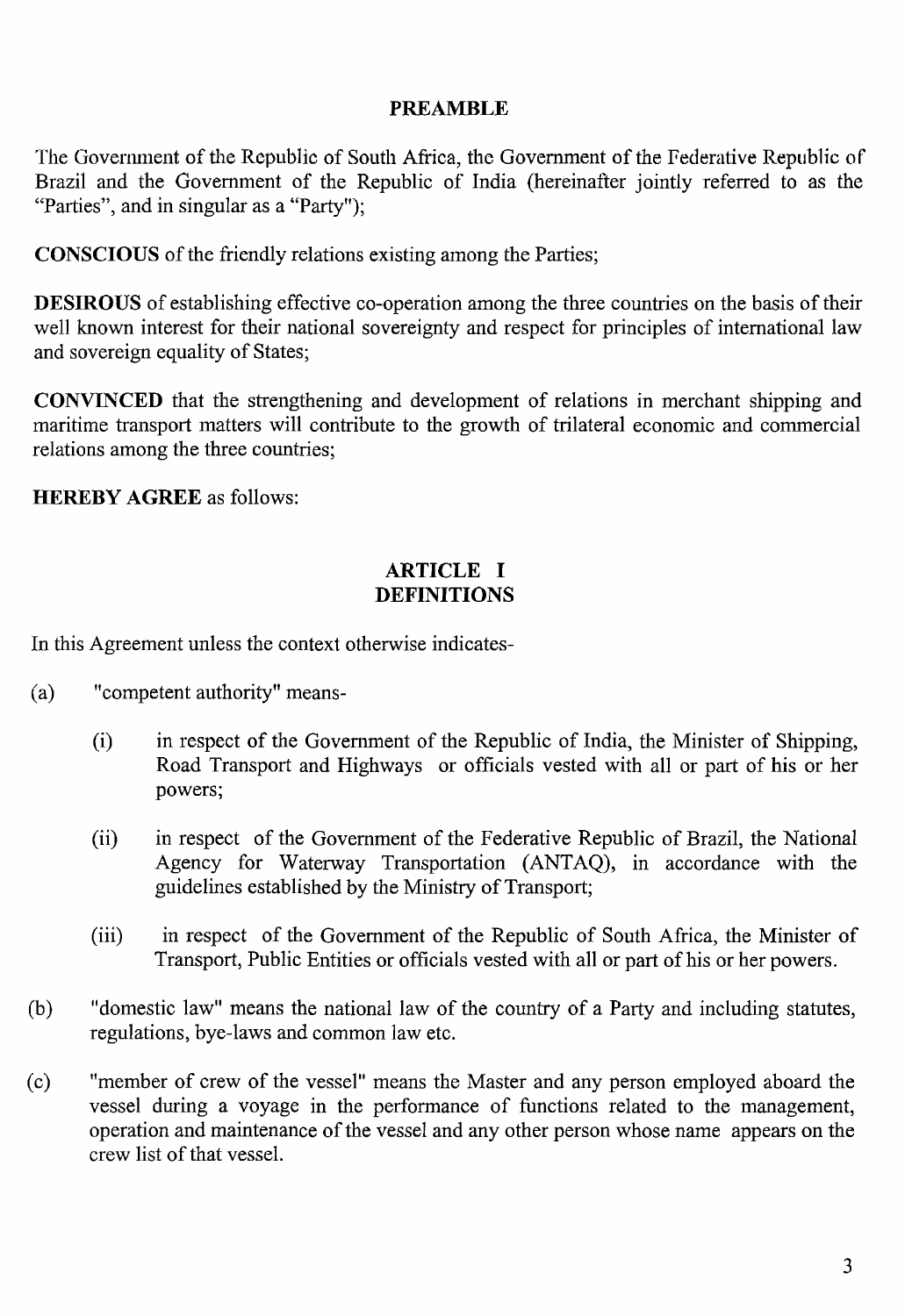## PREAMBLE

The Government of the Republic of South Africa, the Government of the Federative Republic of Brazil and the Government of the Republic of India (hereinafter jointly referred to as the "Parties", and in singular as a "Party");

**CONSCIOUS** of the friendly relations existing among the Parties;

**DESIROUS** of establishing effective co-operation among the three countries on the basis of their well known interest for their national sovereignty and respect for principles of international law and sovereign equality of States;

**CONVINCED** that the strengthening and development of relations in merchant shipping and maritime transport matters will contribute to the growth of trilateral economic and commercial relations among the three countries;

**HEREBY AGREE** as follows:

## ARTICLE I
## DEFINITIONS

In this Agreement unless the context otherwise indicates-

(a) "competent authority" means-

   (i) in respect of the Government of the Republic of India, the Minister of Shipping, Road Transport and Highways or officials vested with all or part of his or her powers;

   (ii) in respect of the Government of the Federative Republic of Brazil, the National Agency for Waterway Transportation (ANTAQ), in accordance with the guidelines established by the Ministry of Transport;

   (iii) in respect of the Government of the Republic of South Africa, the Minister of Transport, Public Entities or officials vested with all or part of his or her powers.

(b) "domestic law" means the national law of the country of a Party and including statutes, regulations, bye-laws and common law etc.

(c) "member of crew of the vessel" means the Master and any person employed aboard the vessel during a voyage in the performance of functions related to the management, operation and maintenance of the vessel and any other person whose name appears on the crew list of that vessel.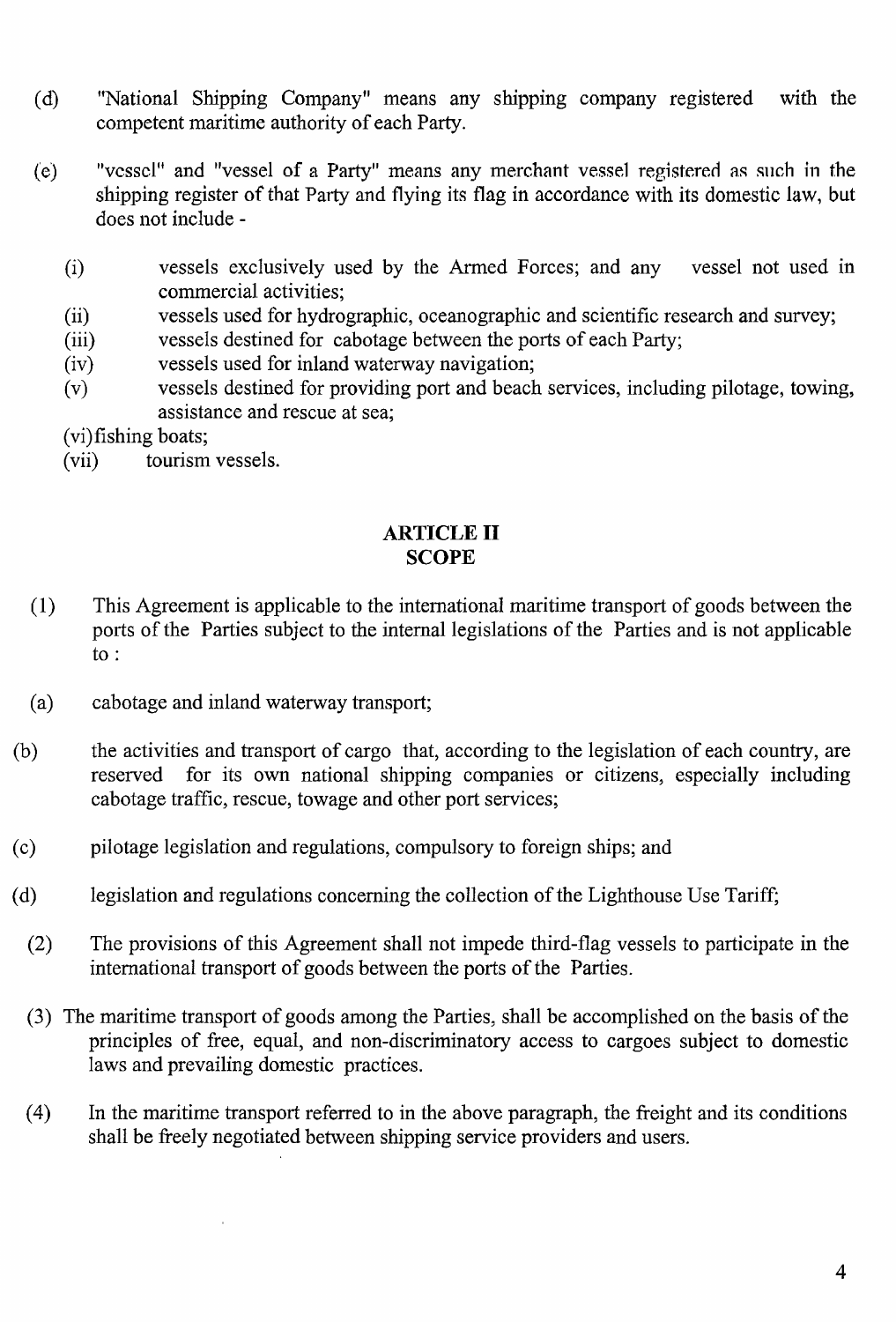(d) "National Shipping Company" means any shipping company registered with the competent maritime authority of each Party.

(e) "vessel" and "vessel of a Party" means any merchant vessel registered as such in the shipping register of that Party and flying its flag in accordance with its domestic law, but does not include -

(i) vessels exclusively used by the Armed Forces; and any vessel not used in commercial activities;

(ii) vessels used for hydrographic, oceanographic and scientific research and survey;

(iii) vessels destined for cabotage between the ports of each Party;

(iv) vessels used for inland waterway navigation;

(v) vessels destined for providing port and beach services, including pilotage, towing, assistance and rescue at sea;

(vi) fishing boats;

(vii) tourism vessels.

## ARTICLE II
## SCOPE

(1) This Agreement is applicable to the international maritime transport of goods between the ports of the Parties subject to the internal legislations of the Parties and is not applicable to :

(a) cabotage and inland waterway transport;

(b) the activities and transport of cargo that, according to the legislation of each country, are reserved for its own national shipping companies or citizens, especially including cabotage traffic, rescue, towage and other port services;

(c) pilotage legislation and regulations, compulsory to foreign ships; and

(d) legislation and regulations concerning the collection of the Lighthouse Use Tariff;

(2) The provisions of this Agreement shall not impede third-flag vessels to participate in the international transport of goods between the ports of the Parties.

(3) The maritime transport of goods among the Parties, shall be accomplished on the basis of the principles of free, equal, and non-discriminatory access to cargoes subject to domestic laws and prevailing domestic practices.

(4) In the maritime transport referred to in the above paragraph, the freight and its conditions shall be freely negotiated between shipping service providers and users.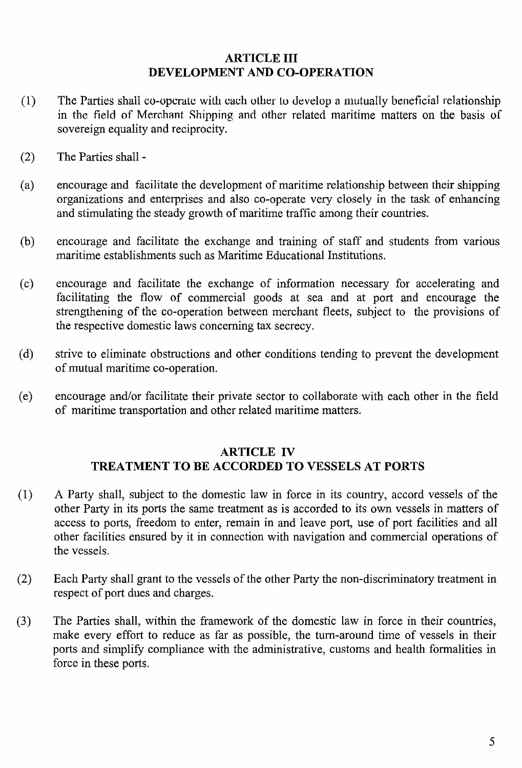## ARTICLE III
## DEVELOPMENT AND CO-OPERATION

(1) The Parties shall co-operate with each other to develop a mutually beneficial relationship in the field of Merchant Shipping and other related maritime matters on the basis of sovereign equality and reciprocity.

(2) The Parties shall -

(a) encourage and facilitate the development of maritime relationship between their shipping organizations and enterprises and also co-operate very closely in the task of enhancing and stimulating the steady growth of maritime traffic among their countries.

(b) encourage and facilitate the exchange and training of staff and students from various maritime establishments such as Maritime Educational Institutions.

(c) encourage and facilitate the exchange of information necessary for accelerating and facilitating the flow of commercial goods at sea and at port and encourage the strengthening of the co-operation between merchant fleets, subject to the provisions of the respective domestic laws concerning tax secrecy.

(d) strive to eliminate obstructions and other conditions tending to prevent the development of mutual maritime co-operation.

(e) encourage and/or facilitate their private sector to collaborate with each other in the field of maritime transportation and other related maritime matters.

## ARTICLE IV
## TREATMENT TO BE ACCORDED TO VESSELS AT PORTS

(1) A Party shall, subject to the domestic law in force in its country, accord vessels of the other Party in its ports the same treatment as is accorded to its own vessels in matters of access to ports, freedom to enter, remain in and leave port, use of port facilities and all other facilities ensured by it in connection with navigation and commercial operations of the vessels.

(2) Each Party shall grant to the vessels of the other Party the non-discriminatory treatment in respect of port dues and charges.

(3) The Parties shall, within the framework of the domestic law in force in their countries, make every effort to reduce as far as possible, the turn-around time of vessels in their ports and simplify compliance with the administrative, customs and health formalities in force in these ports.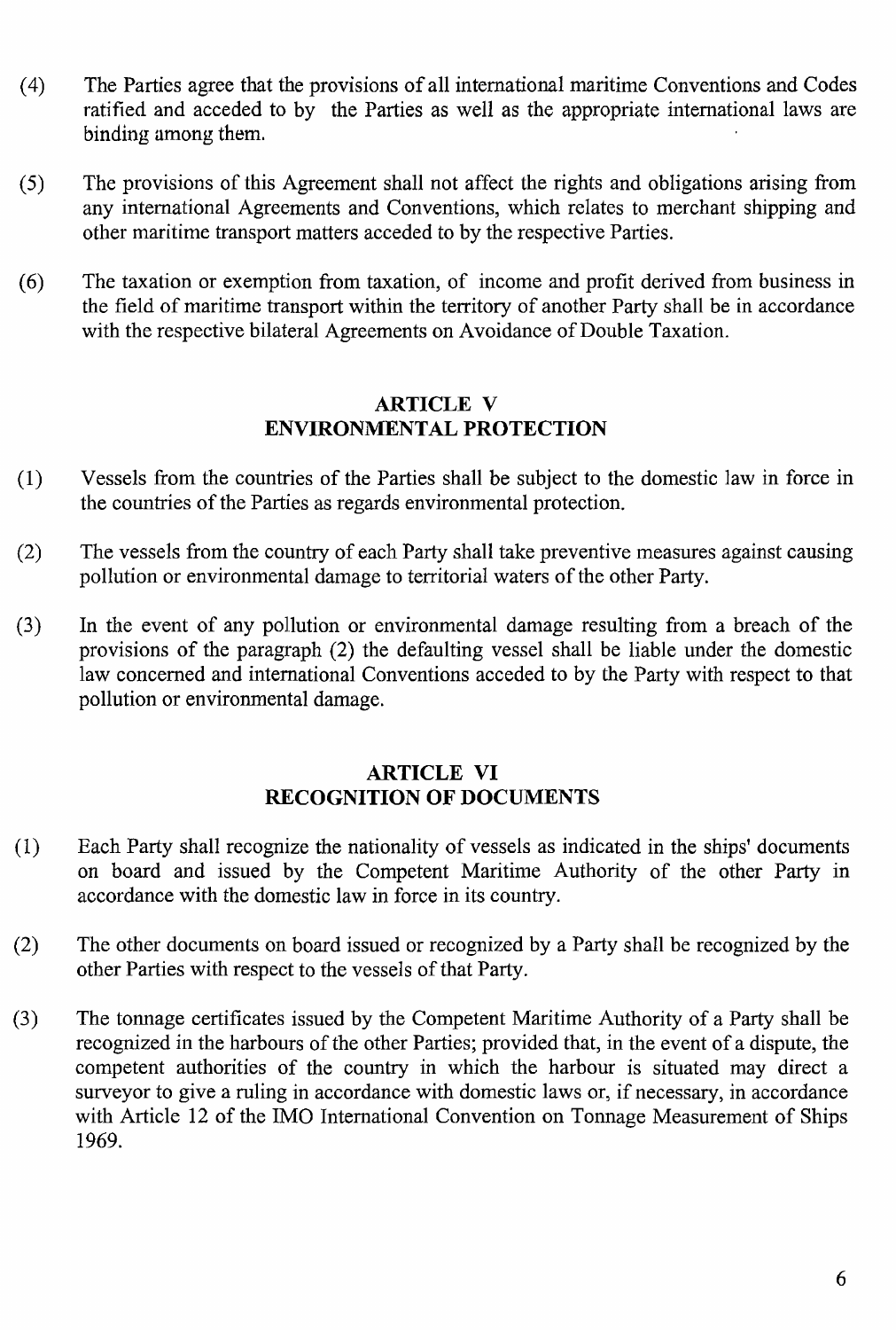(4) The Parties agree that the provisions of all international maritime Conventions and Codes ratified and acceded to by the Parties as well as the appropriate international laws are binding among them.

(5) The provisions of this Agreement shall not affect the rights and obligations arising from any international Agreements and Conventions, which relates to merchant shipping and other maritime transport matters acceded to by the respective Parties.

(6) The taxation or exemption from taxation, of income and profit derived from business in the field of maritime transport within the territory of another Party shall be in accordance with the respective bilateral Agreements on Avoidance of Double Taxation.

## ARTICLE V
## ENVIRONMENTAL PROTECTION

(1) Vessels from the countries of the Parties shall be subject to the domestic law in force in the countries of the Parties as regards environmental protection.

(2) The vessels from the country of each Party shall take preventive measures against causing pollution or environmental damage to territorial waters of the other Party.

(3) In the event of any pollution or environmental damage resulting from a breach of the provisions of the paragraph (2) the defaulting vessel shall be liable under the domestic law concerned and international Conventions acceded to by the Party with respect to that pollution or environmental damage.

## ARTICLE VI
## RECOGNITION OF DOCUMENTS

(1) Each Party shall recognize the nationality of vessels as indicated in the ships' documents on board and issued by the Competent Maritime Authority of the other Party in accordance with the domestic law in force in its country.

(2) The other documents on board issued or recognized by a Party shall be recognized by the other Parties with respect to the vessels of that Party.

(3) The tonnage certificates issued by the Competent Maritime Authority of a Party shall be recognized in the harbours of the other Parties; provided that, in the event of a dispute, the competent authorities of the country in which the harbour is situated may direct a surveyor to give a ruling in accordance with domestic laws or, if necessary, in accordance with Article 12 of the IMO International Convention on Tonnage Measurement of Ships 1969.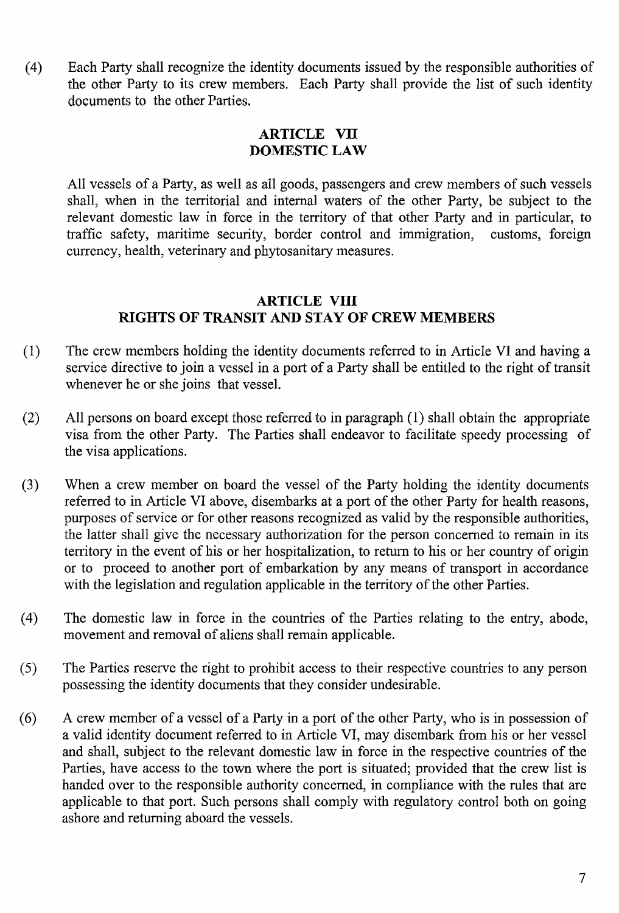(4) Each Party shall recognize the identity documents issued by the responsible authorities of the other Party to its crew members. Each Party shall provide the list of such identity documents to the other Parties.

## ARTICLE VII
## DOMESTIC LAW

All vessels of a Party, as well as all goods, passengers and crew members of such vessels shall, when in the territorial and internal waters of the other Party, be subject to the relevant domestic law in force in the territory of that other Party and in particular, to traffic safety, maritime security, border control and immigration, customs, foreign currency, health, veterinary and phytosanitary measures.

## ARTICLE VIII
## RIGHTS OF TRANSIT AND STAY OF CREW MEMBERS

(1) The crew members holding the identity documents referred to in Article VI and having a service directive to join a vessel in a port of a Party shall be entitled to the right of transit whenever he or she joins that vessel.

(2) All persons on board except those referred to in paragraph (1) shall obtain the appropriate visa from the other Party. The Parties shall endeavor to facilitate speedy processing of the visa applications.

(3) When a crew member on board the vessel of the Party holding the identity documents referred to in Article VI above, disembarks at a port of the other Party for health reasons, purposes of service or for other reasons recognized as valid by the responsible authorities, the latter shall give the necessary authorization for the person concerned to remain in its territory in the event of his or her hospitalization, to return to his or her country of origin or to proceed to another port of embarkation by any means of transport in accordance with the legislation and regulation applicable in the territory of the other Parties.

(4) The domestic law in force in the countries of the Parties relating to the entry, abode, movement and removal of aliens shall remain applicable.

(5) The Parties reserve the right to prohibit access to their respective countries to any person possessing the identity documents that they consider undesirable.

(6) A crew member of a vessel of a Party in a port of the other Party, who is in possession of a valid identity document referred to in Article VI, may disembark from his or her vessel and shall, subject to the relevant domestic law in force in the respective countries of the Parties, have access to the town where the port is situated; provided that the crew list is handed over to the responsible authority concerned, in compliance with the rules that are applicable to that port. Such persons shall comply with regulatory control both on going ashore and returning aboard the vessels.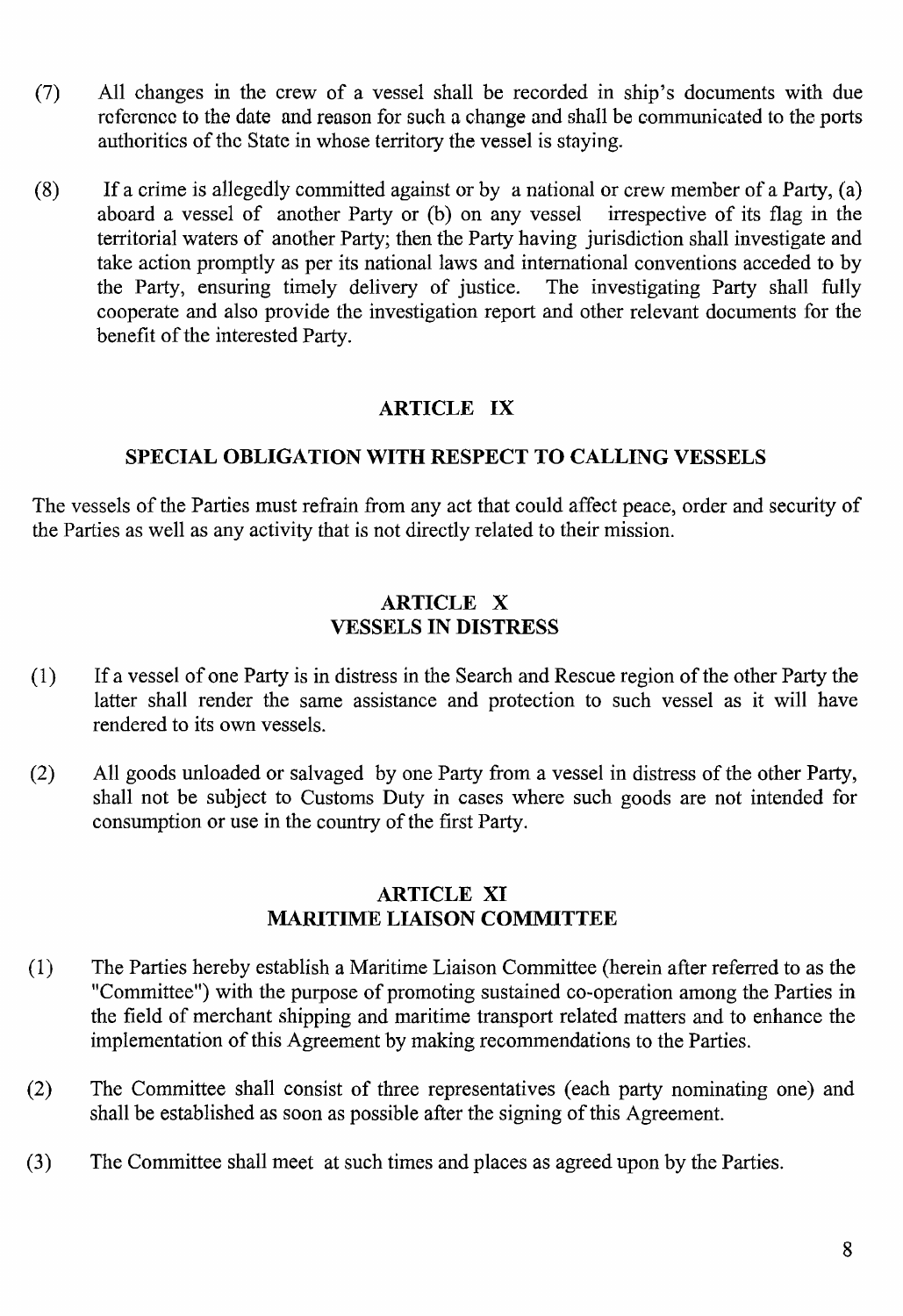(7) All changes in the crew of a vessel shall be recorded in ship's documents with due reference to the date and reason for such a change and shall be communicated to the ports authorities of the State in whose territory the vessel is staying.

(8) If a crime is allegedly committed against or by a national or crew member of a Party, (a) aboard a vessel of another Party or (b) on any vessel irrespective of its flag in the territorial waters of another Party; then the Party having jurisdiction shall investigate and take action promptly as per its national laws and international conventions acceded to by the Party, ensuring timely delivery of justice. The investigating Party shall fully cooperate and also provide the investigation report and other relevant documents for the benefit of the interested Party.

## ARTICLE IX

## SPECIAL OBLIGATION WITH RESPECT TO CALLING VESSELS

The vessels of the Parties must refrain from any act that could affect peace, order and security of the Parties as well as any activity that is not directly related to their mission.

## ARTICLE X
## VESSELS IN DISTRESS

(1) If a vessel of one Party is in distress in the Search and Rescue region of the other Party the latter shall render the same assistance and protection to such vessel as it will have rendered to its own vessels.

(2) All goods unloaded or salvaged by one Party from a vessel in distress of the other Party, shall not be subject to Customs Duty in cases where such goods are not intended for consumption or use in the country of the first Party.

## ARTICLE XI
## MARITIME LIAISON COMMITTEE

(1) The Parties hereby establish a Maritime Liaison Committee (herein after referred to as the "Committee") with the purpose of promoting sustained co-operation among the Parties in the field of merchant shipping and maritime transport related matters and to enhance the implementation of this Agreement by making recommendations to the Parties.

(2) The Committee shall consist of three representatives (each party nominating one) and shall be established as soon as possible after the signing of this Agreement.

(3) The Committee shall meet at such times and places as agreed upon by the Parties.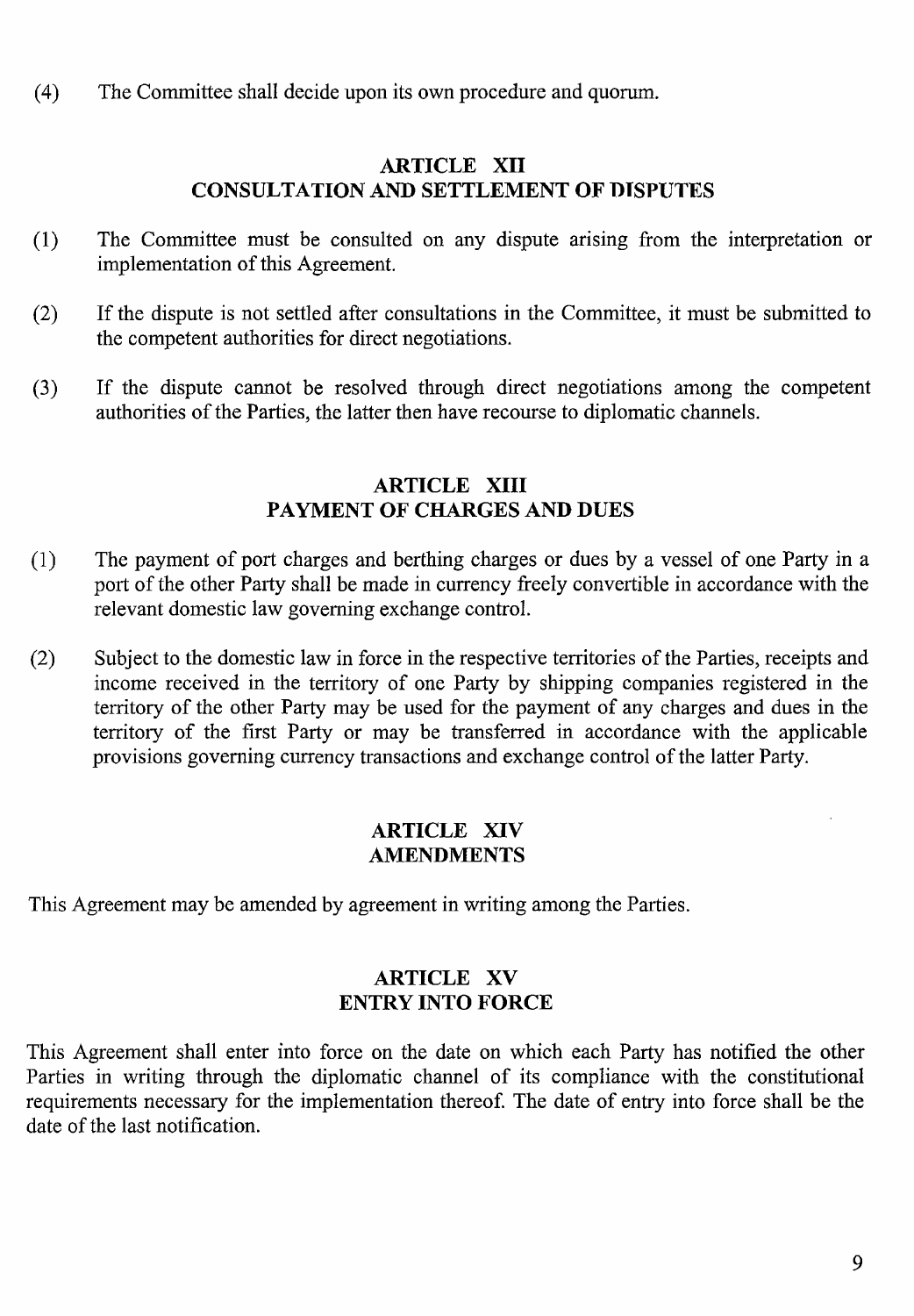(4) The Committee shall decide upon its own procedure and quorum.

## ARTICLE XII
## CONSULTATION AND SETTLEMENT OF DISPUTES

(1) The Committee must be consulted on any dispute arising from the interpretation or implementation of this Agreement.

(2) If the dispute is not settled after consultations in the Committee, it must be submitted to the competent authorities for direct negotiations.

(3) If the dispute cannot be resolved through direct negotiations among the competent authorities of the Parties, the latter then have recourse to diplomatic channels.

## ARTICLE XIII
## PAYMENT OF CHARGES AND DUES

(1) The payment of port charges and berthing charges or dues by a vessel of one Party in a port of the other Party shall be made in currency freely convertible in accordance with the relevant domestic law governing exchange control.

(2) Subject to the domestic law in force in the respective territories of the Parties, receipts and income received in the territory of one Party by shipping companies registered in the territory of the other Party may be used for the payment of any charges and dues in the territory of the first Party or may be transferred in accordance with the applicable provisions governing currency transactions and exchange control of the latter Party.

## ARTICLE XIV
## AMENDMENTS

This Agreement may be amended by agreement in writing among the Parties.

## ARTICLE XV
## ENTRY INTO FORCE

This Agreement shall enter into force on the date on which each Party has notified the other Parties in writing through the diplomatic channel of its compliance with the constitutional requirements necessary for the implementation thereof. The date of entry into force shall be the date of the last notification.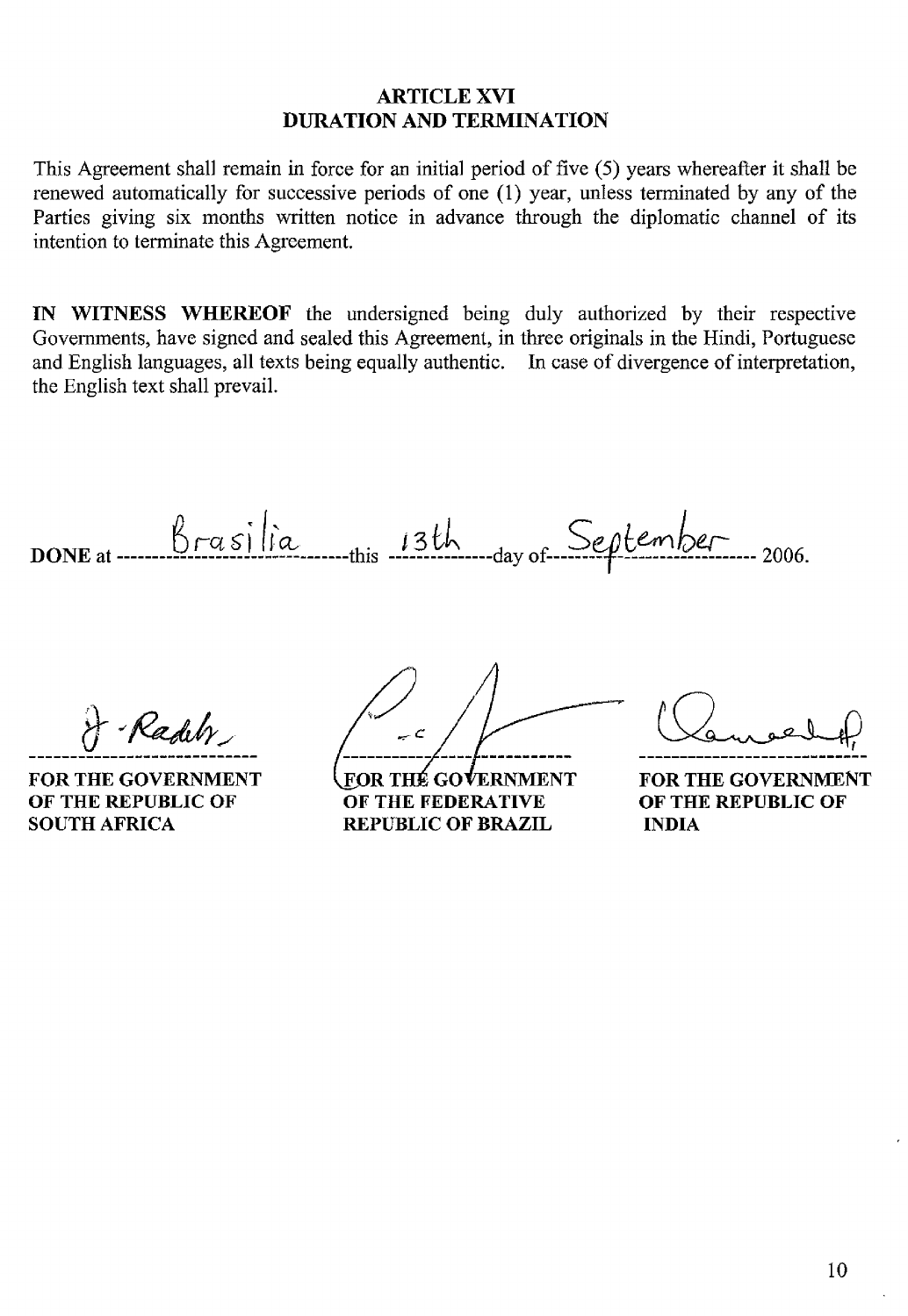## ARTICLE XVI
## DURATION AND TERMINATION

This Agreement shall remain in force for an initial period of five (5) years whereafter it shall be renewed automatically for successive periods of one (1) year, unless terminated by any of the Parties giving six months written notice in advance through the diplomatic channel of its intention to terminate this Agreement.

**IN WITNESS WHEREOF** the undersigned being duly authorized by their respective Governments, have signed and sealed this Agreement, in three originals in the Hindi, Portuguese and English languages, all texts being equally authentic. In case of divergence of interpretation, the English text shall prevail.

**DONE** at Brasilia this 13th day of September 2006.

| | | |
|---|---|---|
| **FOR THE GOVERNMENT OF THE REPUBLIC OF SOUTH AFRICA** | **FOR THE GOVERNMENT OF THE FEDERATIVE REPUBLIC OF BRAZIL** | **FOR THE GOVERNMENT OF THE REPUBLIC OF INDIA** |